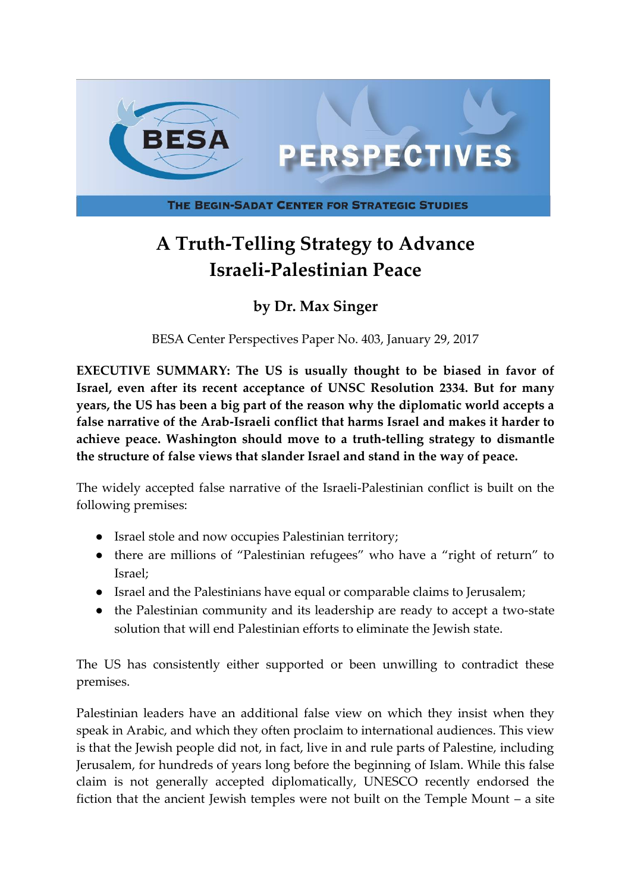# A Truth-Telling Strategy to Advance Israeli-Palestinian Peace

**by Dr. Max Singer**

BESA Center Perspectives Paper No. 403, January 29, 2017

**EXECUTIVE SUMMARY: The US is usually thought to be biased in favor of Israel, even after its recent acceptance of UNSC Resolution 2334. But for many years, the US has been a big part of the reason why the diplomatic world accepts a false narrative of the Arab-Israeli conflict that harms Israel and makes it harder to achieve peace. Washington should move to a truth-telling strategy to dismantle the structure of false views that slander Israel and stand in the way of peace.**

The widely accepted false narrative of the Israeli-Palestinian conflict is built on the following premises:

- Israel stole and now occupies Palestinian territory;
- there are millions of "Palestinian refugees" who have a "right of return" to Israel;
- Israel and the Palestinians have equal or comparable claims to Jerusalem;
- the Palestinian community and its leadership are ready to accept a two-state solution that will end Palestinian efforts to eliminate the Jewish state.

The US has consistently either supported or been unwilling to contradict these premises.

Palestinian leaders have an additional false view on which they insist when they speak in Arabic, and which they often proclaim to international audiences. This view is that the Jewish people did not, in fact, live in and rule parts of Palestine, including Jerusalem, for hundreds of years long before the beginning of Islam. While this false claim is not generally accepted diplomatically, UNESCO recently endorsed the fiction that the ancient Jewish temples were not built on the Temple Mount – a site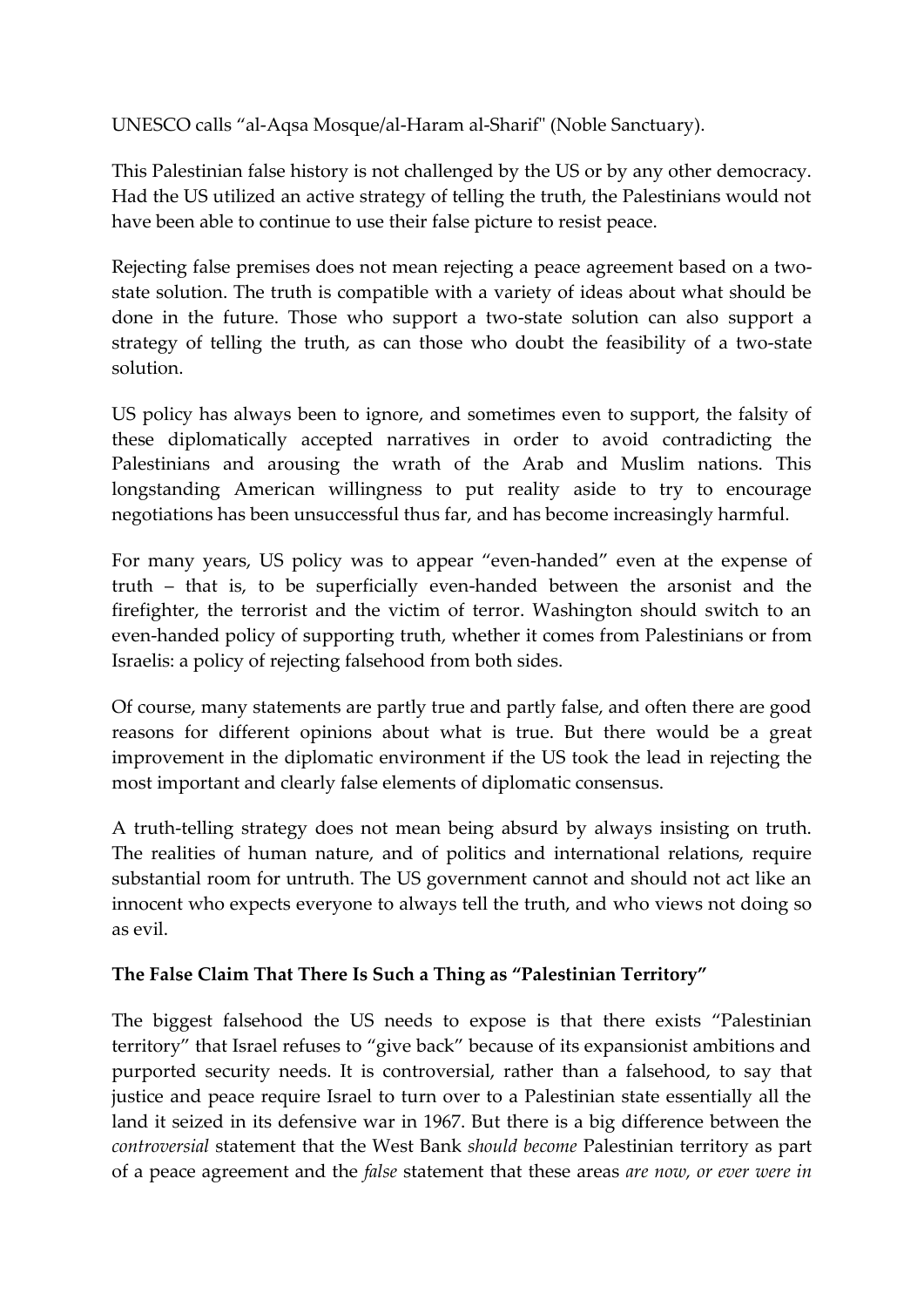UNESCO calls "al-Aqsa Mosque/al-Haram al-Sharif" (Noble Sanctuary).

This Palestinian false history is not challenged by the US or by any other democracy. Had the US utilized an active strategy of telling the truth, the Palestinians would not have been able to continue to use their false picture to resist peace.

Rejecting false premises does not mean rejecting a peace agreement based on a two-state solution. The truth is compatible with a variety of ideas about what should be done in the future. Those who support a two-state solution can also support a strategy of telling the truth, as can those who doubt the feasibility of a two-state solution.

US policy has always been to ignore, and sometimes even to support, the falsity of these diplomatically accepted narratives in order to avoid contradicting the Palestinians and arousing the wrath of the Arab and Muslim nations. This longstanding American willingness to put reality aside to try to encourage negotiations has been unsuccessful thus far, and has become increasingly harmful.

For many years, US policy was to appear "even-handed" even at the expense of truth – that is, to be superficially even-handed between the arsonist and the firefighter, the terrorist and the victim of terror. Washington should switch to an even-handed policy of supporting truth, whether it comes from Palestinians or from Israelis: a policy of rejecting falsehood from both sides.

Of course, many statements are partly true and partly false, and often there are good reasons for different opinions about what is true. But there would be a great improvement in the diplomatic environment if the US took the lead in rejecting the most important and clearly false elements of diplomatic consensus.

A truth-telling strategy does not mean being absurd by always insisting on truth. The realities of human nature, and of politics and international relations, require substantial room for untruth. The US government cannot and should not act like an innocent who expects everyone to always tell the truth, and who views not doing so as evil.

**The False Claim That There Is Such a Thing as "Palestinian Territory"**

The biggest falsehood the US needs to expose is that there exists "Palestinian territory" that Israel refuses to "give back" because of its expansionist ambitions and purported security needs. It is controversial, rather than a falsehood, to say that justice and peace require Israel to turn over to a Palestinian state essentially all the land it seized in its defensive war in 1967. But there is a big difference between the *controversial* statement that the West Bank *should become* Palestinian territory as part of a peace agreement and the *false* statement that these areas *are now, or ever were in*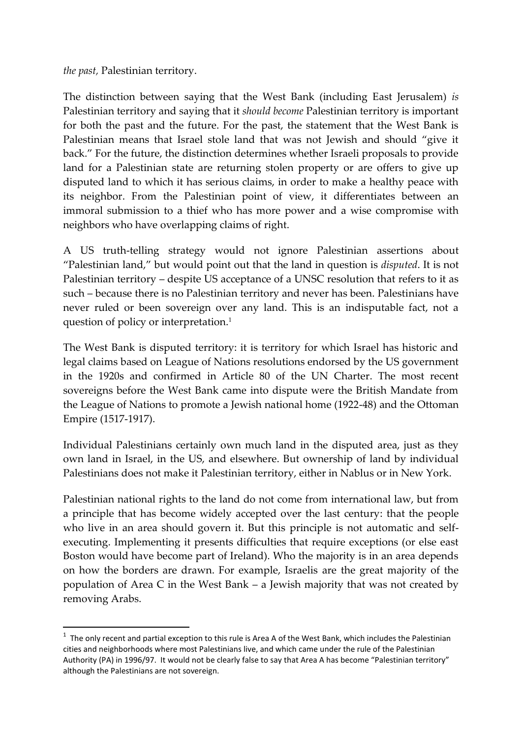*the past,* Palestinian territory.

The distinction between saying that the West Bank (including East Jerusalem) *is* Palestinian territory and saying that it *should become* Palestinian territory is important for both the past and the future. For the past, the statement that the West Bank is Palestinian means that Israel stole land that was not Jewish and should "give it back." For the future, the distinction determines whether Israeli proposals to provide land for a Palestinian state are returning stolen property or are offers to give up disputed land to which it has serious claims, in order to make a healthy peace with its neighbor. From the Palestinian point of view, it differentiates between an immoral submission to a thief who has more power and a wise compromise with neighbors who have overlapping claims of right.

A US truth-telling strategy would not ignore Palestinian assertions about "Palestinian land," but would point out that the land in question is *disputed*. It is not Palestinian territory – despite US acceptance of a UNSC resolution that refers to it as such – because there is no Palestinian territory and never has been. Palestinians have never ruled or been sovereign over any land. This is an indisputable fact, not a question of policy or interpretation.[1]

The West Bank is disputed territory: it is territory for which Israel has historic and legal claims based on League of Nations resolutions endorsed by the US government in the 1920s and confirmed in Article 80 of the UN Charter. The most recent sovereigns before the West Bank came into dispute were the British Mandate from the League of Nations to promote a Jewish national home (1922-48) and the Ottoman Empire (1517-1917).

Individual Palestinians certainly own much land in the disputed area, just as they own land in Israel, in the US, and elsewhere. But ownership of land by individual Palestinians does not make it Palestinian territory, either in Nablus or in New York.

Palestinian national rights to the land do not come from international law, but from a principle that has become widely accepted over the last century: that the people who live in an area should govern it. But this principle is not automatic and self-executing. Implementing it presents difficulties that require exceptions (or else east Boston would have become part of Ireland). Who the majority is in an area depends on how the borders are drawn. For example, Israelis are the great majority of the population of Area C in the West Bank – a Jewish majority that was not created by removing Arabs.

---

[1] The only recent and partial exception to this rule is Area A of the West Bank, which includes the Palestinian cities and neighborhoods where most Palestinians live, and which came under the rule of the Palestinian Authority (PA) in 1996/97. It would not be clearly false to say that Area A has become "Palestinian territory" although the Palestinians are not sovereign.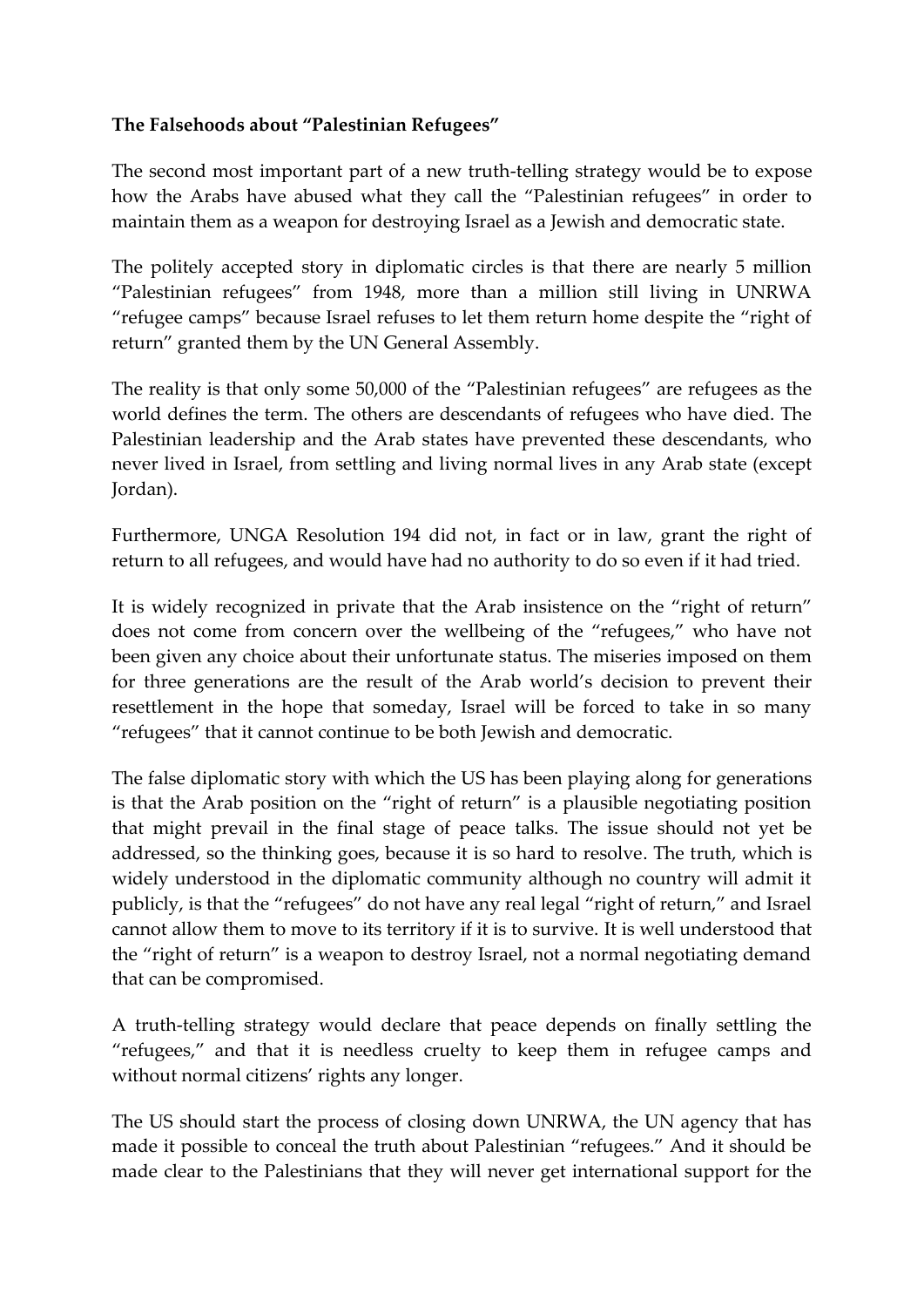**The Falsehoods about "Palestinian Refugees"**

The second most important part of a new truth-telling strategy would be to expose how the Arabs have abused what they call the "Palestinian refugees" in order to maintain them as a weapon for destroying Israel as a Jewish and democratic state.

The politely accepted story in diplomatic circles is that there are nearly 5 million "Palestinian refugees" from 1948, more than a million still living in UNRWA "refugee camps" because Israel refuses to let them return home despite the "right of return" granted them by the UN General Assembly.

The reality is that only some 50,000 of the "Palestinian refugees" are refugees as the world defines the term. The others are descendants of refugees who have died. The Palestinian leadership and the Arab states have prevented these descendants, who never lived in Israel, from settling and living normal lives in any Arab state (except Jordan).

Furthermore, UNGA Resolution 194 did not, in fact or in law, grant the right of return to all refugees, and would have had no authority to do so even if it had tried.

It is widely recognized in private that the Arab insistence on the "right of return" does not come from concern over the wellbeing of the "refugees," who have not been given any choice about their unfortunate status. The miseries imposed on them for three generations are the result of the Arab world's decision to prevent their resettlement in the hope that someday, Israel will be forced to take in so many "refugees" that it cannot continue to be both Jewish and democratic.

The false diplomatic story with which the US has been playing along for generations is that the Arab position on the "right of return" is a plausible negotiating position that might prevail in the final stage of peace talks. The issue should not yet be addressed, so the thinking goes, because it is so hard to resolve. The truth, which is widely understood in the diplomatic community although no country will admit it publicly, is that the "refugees" do not have any real legal "right of return," and Israel cannot allow them to move to its territory if it is to survive. It is well understood that the "right of return" is a weapon to destroy Israel, not a normal negotiating demand that can be compromised.

A truth-telling strategy would declare that peace depends on finally settling the "refugees," and that it is needless cruelty to keep them in refugee camps and without normal citizens' rights any longer.

The US should start the process of closing down UNRWA, the UN agency that has made it possible to conceal the truth about Palestinian "refugees." And it should be made clear to the Palestinians that they will never get international support for the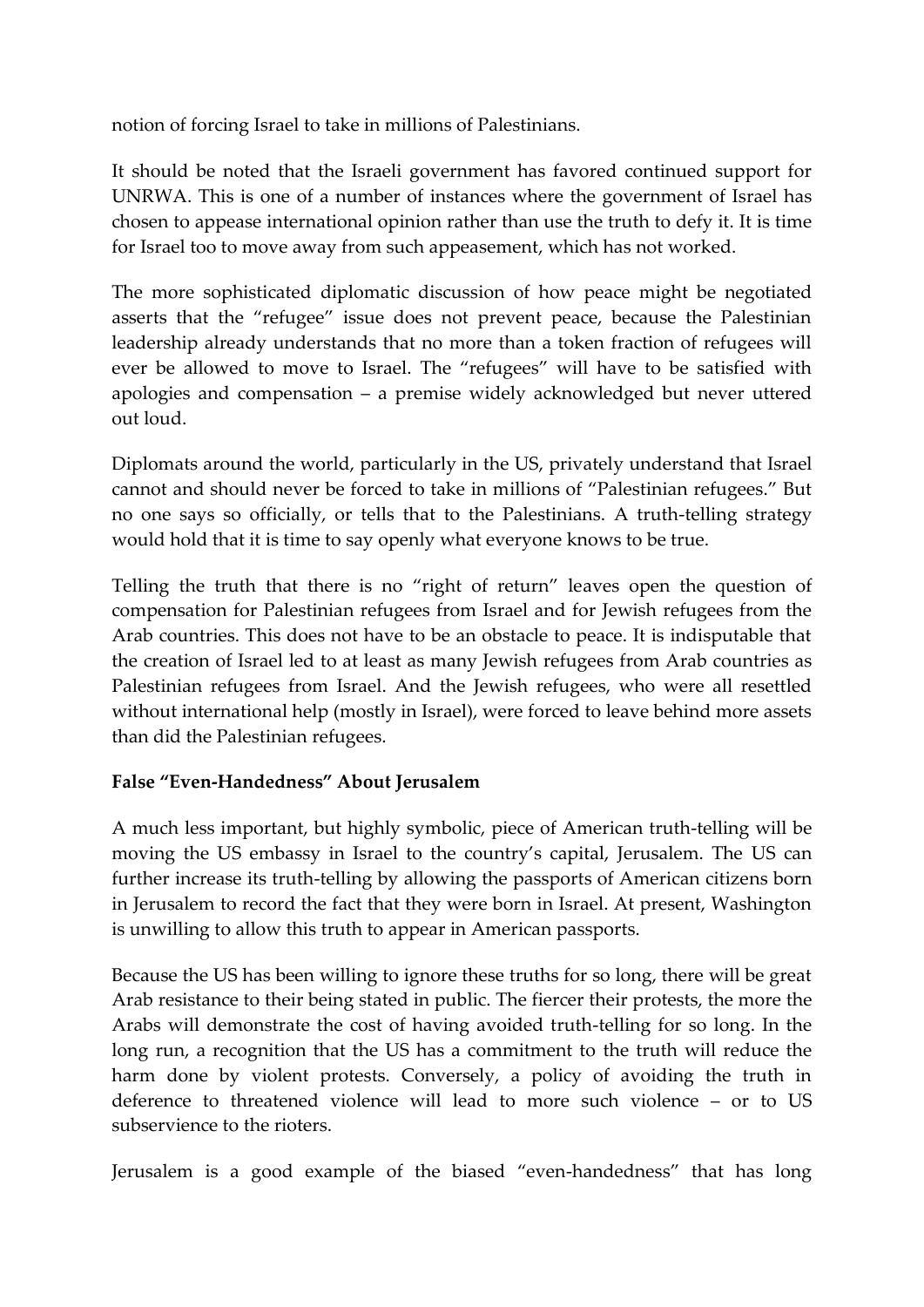notion of forcing Israel to take in millions of Palestinians.

It should be noted that the Israeli government has favored continued support for UNRWA. This is one of a number of instances where the government of Israel has chosen to appease international opinion rather than use the truth to defy it. It is time for Israel too to move away from such appeasement, which has not worked.

The more sophisticated diplomatic discussion of how peace might be negotiated asserts that the "refugee" issue does not prevent peace, because the Palestinian leadership already understands that no more than a token fraction of refugees will ever be allowed to move to Israel. The "refugees" will have to be satisfied with apologies and compensation – a premise widely acknowledged but never uttered out loud.

Diplomats around the world, particularly in the US, privately understand that Israel cannot and should never be forced to take in millions of "Palestinian refugees." But no one says so officially, or tells that to the Palestinians. A truth-telling strategy would hold that it is time to say openly what everyone knows to be true.

Telling the truth that there is no "right of return" leaves open the question of compensation for Palestinian refugees from Israel and for Jewish refugees from the Arab countries. This does not have to be an obstacle to peace. It is indisputable that the creation of Israel led to at least as many Jewish refugees from Arab countries as Palestinian refugees from Israel. And the Jewish refugees, who were all resettled without international help (mostly in Israel), were forced to leave behind more assets than did the Palestinian refugees.

**False "Even-Handedness" About Jerusalem**

A much less important, but highly symbolic, piece of American truth-telling will be moving the US embassy in Israel to the country's capital, Jerusalem. The US can further increase its truth-telling by allowing the passports of American citizens born in Jerusalem to record the fact that they were born in Israel. At present, Washington is unwilling to allow this truth to appear in American passports.

Because the US has been willing to ignore these truths for so long, there will be great Arab resistance to their being stated in public. The fiercer their protests, the more the Arabs will demonstrate the cost of having avoided truth-telling for so long. In the long run, a recognition that the US has a commitment to the truth will reduce the harm done by violent protests. Conversely, a policy of avoiding the truth in deference to threatened violence will lead to more such violence – or to US subservience to the rioters.

Jerusalem is a good example of the biased "even-handedness" that has long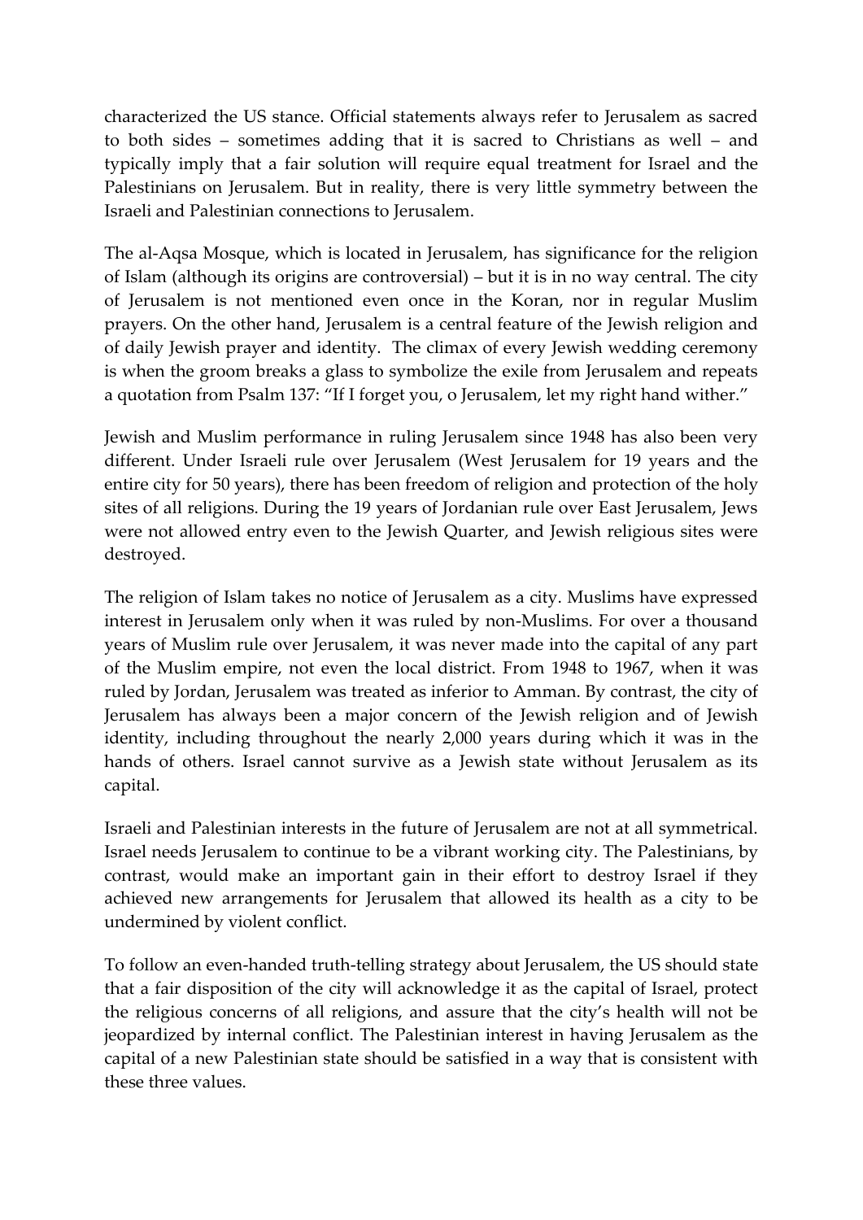characterized the US stance. Official statements always refer to Jerusalem as sacred to both sides – sometimes adding that it is sacred to Christians as well – and typically imply that a fair solution will require equal treatment for Israel and the Palestinians on Jerusalem. But in reality, there is very little symmetry between the Israeli and Palestinian connections to Jerusalem.

The al-Aqsa Mosque, which is located in Jerusalem, has significance for the religion of Islam (although its origins are controversial) – but it is in no way central. The city of Jerusalem is not mentioned even once in the Koran, nor in regular Muslim prayers. On the other hand, Jerusalem is a central feature of the Jewish religion and of daily Jewish prayer and identity. The climax of every Jewish wedding ceremony is when the groom breaks a glass to symbolize the exile from Jerusalem and repeats a quotation from Psalm 137: "If I forget you, o Jerusalem, let my right hand wither."

Jewish and Muslim performance in ruling Jerusalem since 1948 has also been very different. Under Israeli rule over Jerusalem (West Jerusalem for 19 years and the entire city for 50 years), there has been freedom of religion and protection of the holy sites of all religions. During the 19 years of Jordanian rule over East Jerusalem, Jews were not allowed entry even to the Jewish Quarter, and Jewish religious sites were destroyed.

The religion of Islam takes no notice of Jerusalem as a city. Muslims have expressed interest in Jerusalem only when it was ruled by non-Muslims. For over a thousand years of Muslim rule over Jerusalem, it was never made into the capital of any part of the Muslim empire, not even the local district. From 1948 to 1967, when it was ruled by Jordan, Jerusalem was treated as inferior to Amman. By contrast, the city of Jerusalem has always been a major concern of the Jewish religion and of Jewish identity, including throughout the nearly 2,000 years during which it was in the hands of others. Israel cannot survive as a Jewish state without Jerusalem as its capital.

Israeli and Palestinian interests in the future of Jerusalem are not at all symmetrical. Israel needs Jerusalem to continue to be a vibrant working city. The Palestinians, by contrast, would make an important gain in their effort to destroy Israel if they achieved new arrangements for Jerusalem that allowed its health as a city to be undermined by violent conflict.

To follow an even-handed truth-telling strategy about Jerusalem, the US should state that a fair disposition of the city will acknowledge it as the capital of Israel, protect the religious concerns of all religions, and assure that the city's health will not be jeopardized by internal conflict. The Palestinian interest in having Jerusalem as the capital of a new Palestinian state should be satisfied in a way that is consistent with these three values.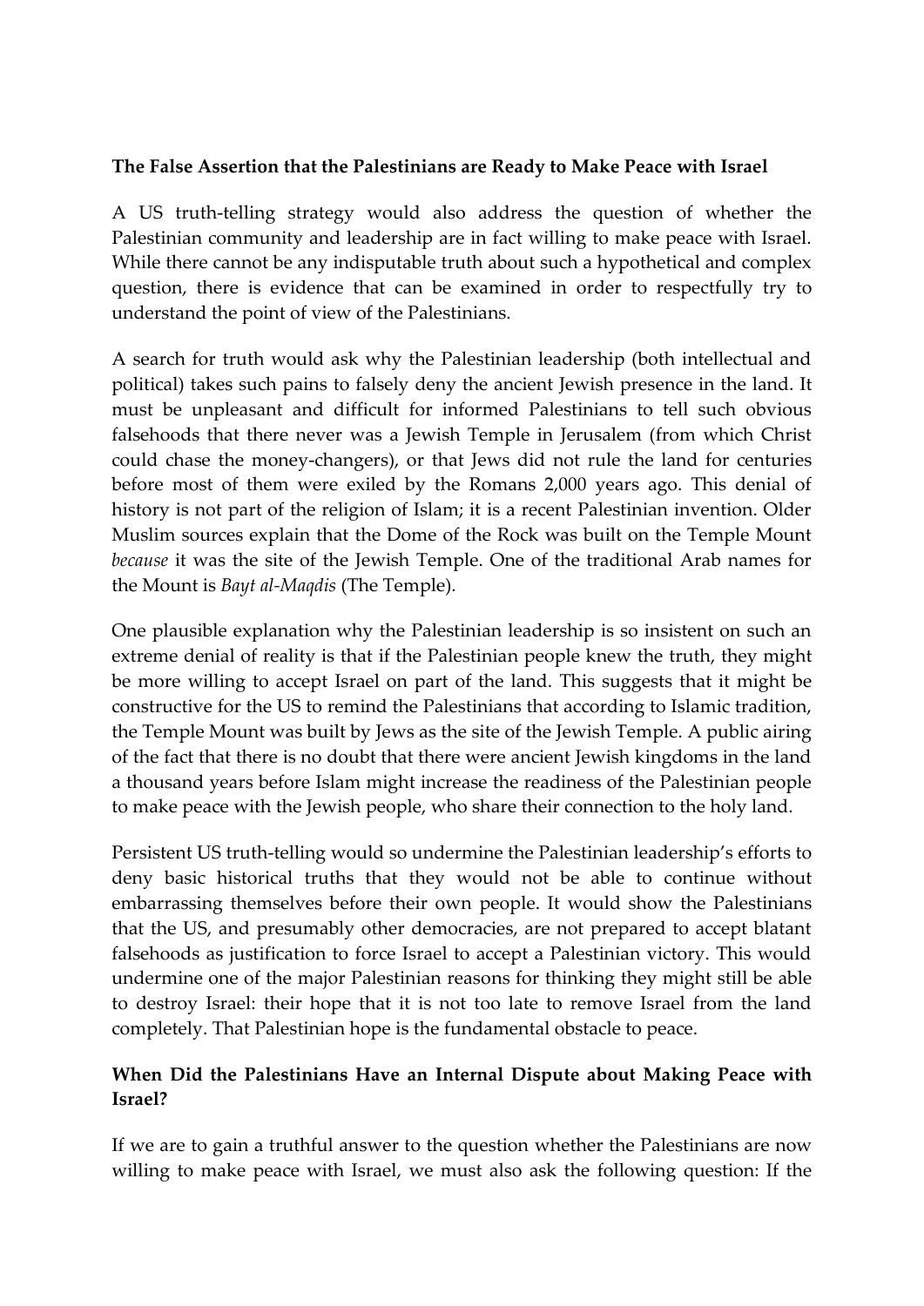**The False Assertion that the Palestinians are Ready to Make Peace with Israel**

A US truth-telling strategy would also address the question of whether the Palestinian community and leadership are in fact willing to make peace with Israel. While there cannot be any indisputable truth about such a hypothetical and complex question, there is evidence that can be examined in order to respectfully try to understand the point of view of the Palestinians.

A search for truth would ask why the Palestinian leadership (both intellectual and political) takes such pains to falsely deny the ancient Jewish presence in the land. It must be unpleasant and difficult for informed Palestinians to tell such obvious falsehoods that there never was a Jewish Temple in Jerusalem (from which Christ could chase the money-changers), or that Jews did not rule the land for centuries before most of them were exiled by the Romans 2,000 years ago. This denial of history is not part of the religion of Islam; it is a recent Palestinian invention. Older Muslim sources explain that the Dome of the Rock was built on the Temple Mount *because* it was the site of the Jewish Temple. One of the traditional Arab names for the Mount is *Bayt al-Maqdis* (The Temple).

One plausible explanation why the Palestinian leadership is so insistent on such an extreme denial of reality is that if the Palestinian people knew the truth, they might be more willing to accept Israel on part of the land. This suggests that it might be constructive for the US to remind the Palestinians that according to Islamic tradition, the Temple Mount was built by Jews as the site of the Jewish Temple. A public airing of the fact that there is no doubt that there were ancient Jewish kingdoms in the land a thousand years before Islam might increase the readiness of the Palestinian people to make peace with the Jewish people, who share their connection to the holy land.

Persistent US truth-telling would so undermine the Palestinian leadership's efforts to deny basic historical truths that they would not be able to continue without embarrassing themselves before their own people. It would show the Palestinians that the US, and presumably other democracies, are not prepared to accept blatant falsehoods as justification to force Israel to accept a Palestinian victory. This would undermine one of the major Palestinian reasons for thinking they might still be able to destroy Israel: their hope that it is not too late to remove Israel from the land completely. That Palestinian hope is the fundamental obstacle to peace.

**When Did the Palestinians Have an Internal Dispute about Making Peace with Israel?**

If we are to gain a truthful answer to the question whether the Palestinians are now willing to make peace with Israel, we must also ask the following question: If the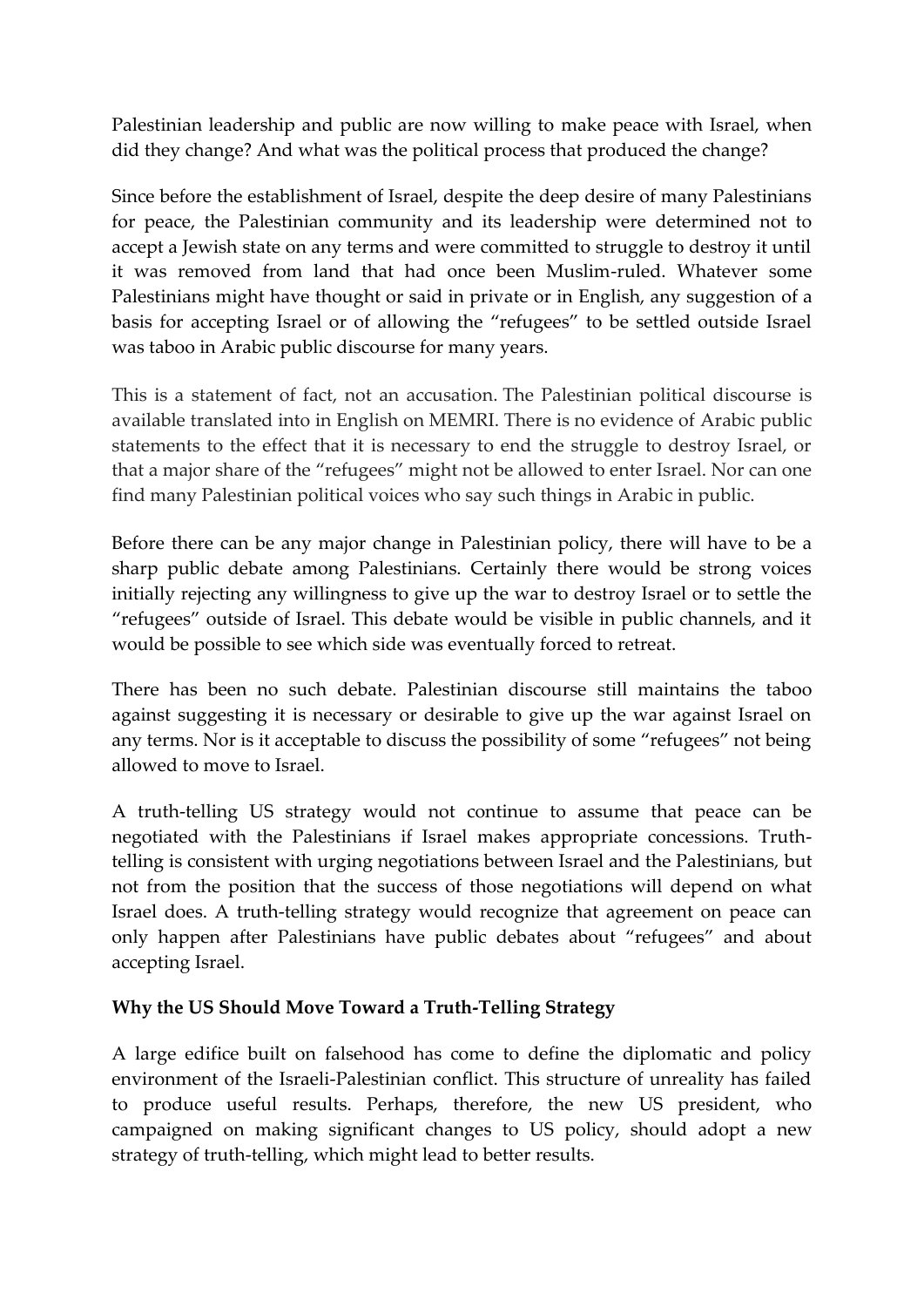Palestinian leadership and public are now willing to make peace with Israel, when did they change? And what was the political process that produced the change?

Since before the establishment of Israel, despite the deep desire of many Palestinians for peace, the Palestinian community and its leadership were determined not to accept a Jewish state on any terms and were committed to struggle to destroy it until it was removed from land that had once been Muslim-ruled. Whatever some Palestinians might have thought or said in private or in English, any suggestion of a basis for accepting Israel or of allowing the "refugees" to be settled outside Israel was taboo in Arabic public discourse for many years.

This is a statement of fact, not an accusation. The Palestinian political discourse is available translated into in English on MEMRI. There is no evidence of Arabic public statements to the effect that it is necessary to end the struggle to destroy Israel, or that a major share of the "refugees" might not be allowed to enter Israel. Nor can one find many Palestinian political voices who say such things in Arabic in public.

Before there can be any major change in Palestinian policy, there will have to be a sharp public debate among Palestinians. Certainly there would be strong voices initially rejecting any willingness to give up the war to destroy Israel or to settle the "refugees" outside of Israel. This debate would be visible in public channels, and it would be possible to see which side was eventually forced to retreat.

There has been no such debate. Palestinian discourse still maintains the taboo against suggesting it is necessary or desirable to give up the war against Israel on any terms. Nor is it acceptable to discuss the possibility of some "refugees" not being allowed to move to Israel.

A truth-telling US strategy would not continue to assume that peace can be negotiated with the Palestinians if Israel makes appropriate concessions. Truth-telling is consistent with urging negotiations between Israel and the Palestinians, but not from the position that the success of those negotiations will depend on what Israel does. A truth-telling strategy would recognize that agreement on peace can only happen after Palestinians have public debates about "refugees" and about accepting Israel.

**Why the US Should Move Toward a Truth-Telling Strategy**

A large edifice built on falsehood has come to define the diplomatic and policy environment of the Israeli-Palestinian conflict. This structure of unreality has failed to produce useful results. Perhaps, therefore, the new US president, who campaigned on making significant changes to US policy, should adopt a new strategy of truth-telling, which might lead to better results.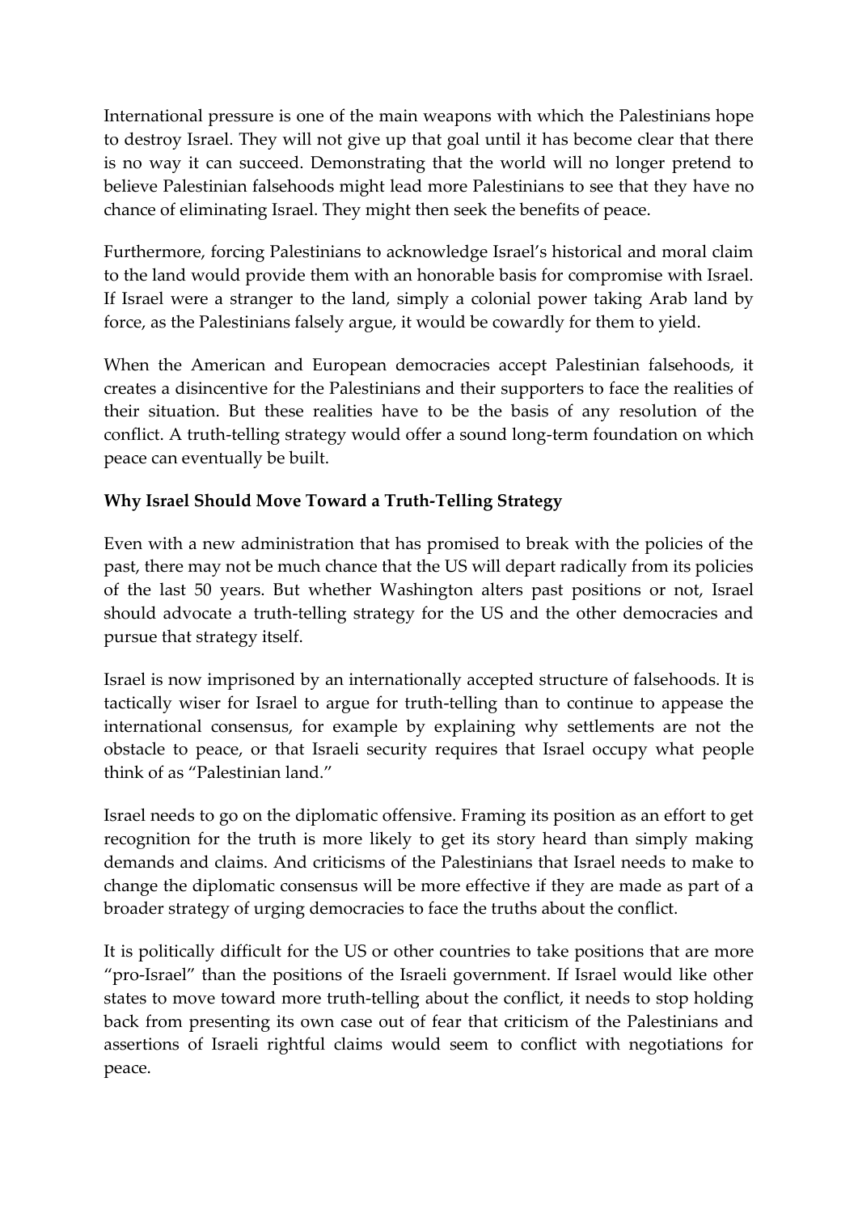International pressure is one of the main weapons with which the Palestinians hope to destroy Israel. They will not give up that goal until it has become clear that there is no way it can succeed. Demonstrating that the world will no longer pretend to believe Palestinian falsehoods might lead more Palestinians to see that they have no chance of eliminating Israel. They might then seek the benefits of peace.

Furthermore, forcing Palestinians to acknowledge Israel's historical and moral claim to the land would provide them with an honorable basis for compromise with Israel. If Israel were a stranger to the land, simply a colonial power taking Arab land by force, as the Palestinians falsely argue, it would be cowardly for them to yield.

When the American and European democracies accept Palestinian falsehoods, it creates a disincentive for the Palestinians and their supporters to face the realities of their situation. But these realities have to be the basis of any resolution of the conflict. A truth-telling strategy would offer a sound long-term foundation on which peace can eventually be built.

**Why Israel Should Move Toward a Truth-Telling Strategy**

Even with a new administration that has promised to break with the policies of the past, there may not be much chance that the US will depart radically from its policies of the last 50 years. But whether Washington alters past positions or not, Israel should advocate a truth-telling strategy for the US and the other democracies and pursue that strategy itself.

Israel is now imprisoned by an internationally accepted structure of falsehoods. It is tactically wiser for Israel to argue for truth-telling than to continue to appease the international consensus, for example by explaining why settlements are not the obstacle to peace, or that Israeli security requires that Israel occupy what people think of as "Palestinian land."

Israel needs to go on the diplomatic offensive. Framing its position as an effort to get recognition for the truth is more likely to get its story heard than simply making demands and claims. And criticisms of the Palestinians that Israel needs to make to change the diplomatic consensus will be more effective if they are made as part of a broader strategy of urging democracies to face the truths about the conflict.

It is politically difficult for the US or other countries to take positions that are more "pro-Israel" than the positions of the Israeli government. If Israel would like other states to move toward more truth-telling about the conflict, it needs to stop holding back from presenting its own case out of fear that criticism of the Palestinians and assertions of Israeli rightful claims would seem to conflict with negotiations for peace.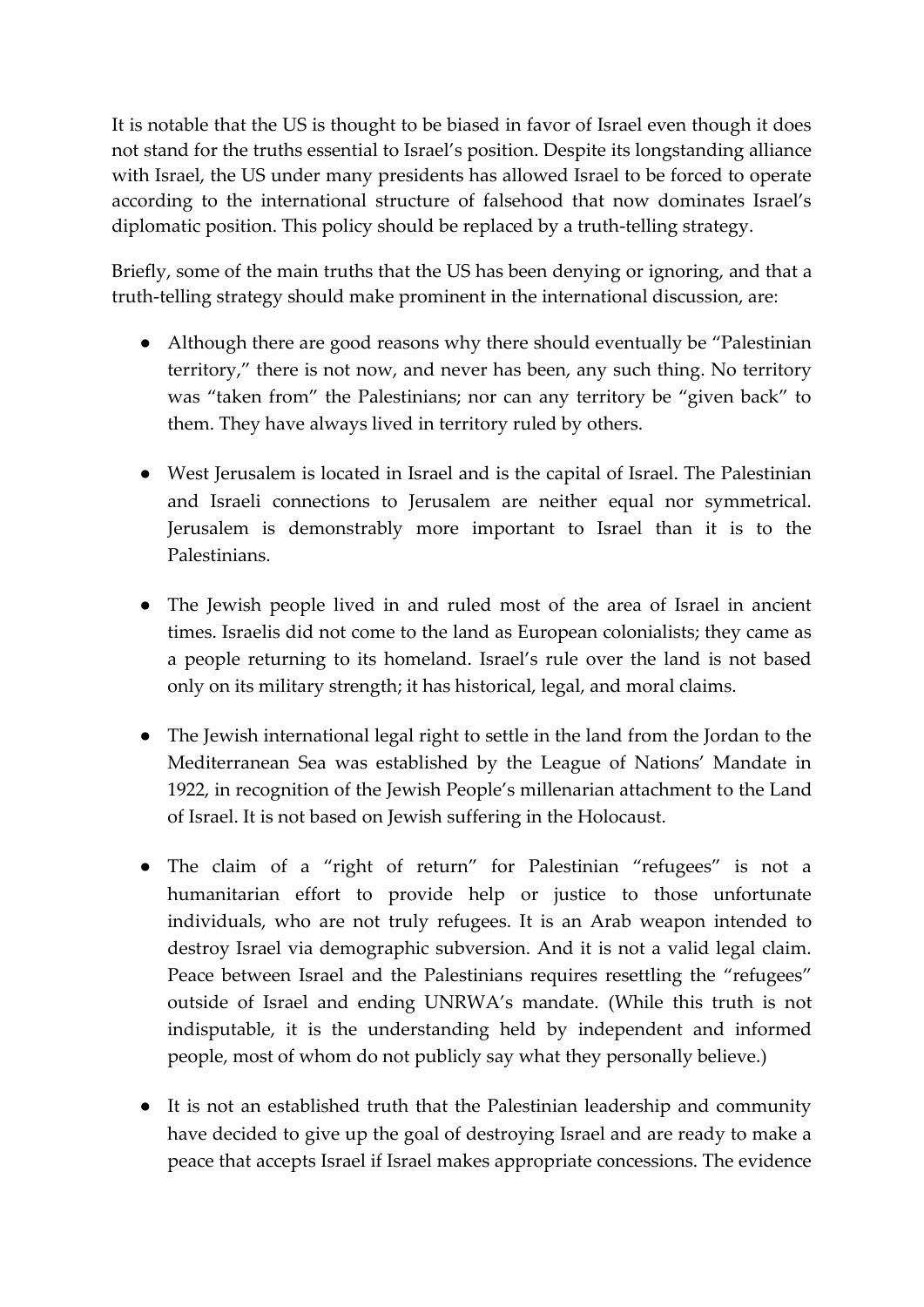It is notable that the US is thought to be biased in favor of Israel even though it does not stand for the truths essential to Israel's position. Despite its longstanding alliance with Israel, the US under many presidents has allowed Israel to be forced to operate according to the international structure of falsehood that now dominates Israel's diplomatic position. This policy should be replaced by a truth-telling strategy.

Briefly, some of the main truths that the US has been denying or ignoring, and that a truth-telling strategy should make prominent in the international discussion, are:

- Although there are good reasons why there should eventually be "Palestinian territory," there is not now, and never has been, any such thing. No territory was "taken from" the Palestinians; nor can any territory be "given back" to them. They have always lived in territory ruled by others.

- West Jerusalem is located in Israel and is the capital of Israel. The Palestinian and Israeli connections to Jerusalem are neither equal nor symmetrical. Jerusalem is demonstrably more important to Israel than it is to the Palestinians.

- The Jewish people lived in and ruled most of the area of Israel in ancient times. Israelis did not come to the land as European colonialists; they came as a people returning to its homeland. Israel's rule over the land is not based only on its military strength; it has historical, legal, and moral claims.

- The Jewish international legal right to settle in the land from the Jordan to the Mediterranean Sea was established by the League of Nations' Mandate in 1922, in recognition of the Jewish People's millenarian attachment to the Land of Israel. It is not based on Jewish suffering in the Holocaust.

- The claim of a "right of return" for Palestinian "refugees" is not a humanitarian effort to provide help or justice to those unfortunate individuals, who are not truly refugees. It is an Arab weapon intended to destroy Israel via demographic subversion. And it is not a valid legal claim. Peace between Israel and the Palestinians requires resettling the "refugees" outside of Israel and ending UNRWA's mandate. (While this truth is not indisputable, it is the understanding held by independent and informed people, most of whom do not publicly say what they personally believe.)

- It is not an established truth that the Palestinian leadership and community have decided to give up the goal of destroying Israel and are ready to make a peace that accepts Israel if Israel makes appropriate concessions. The evidence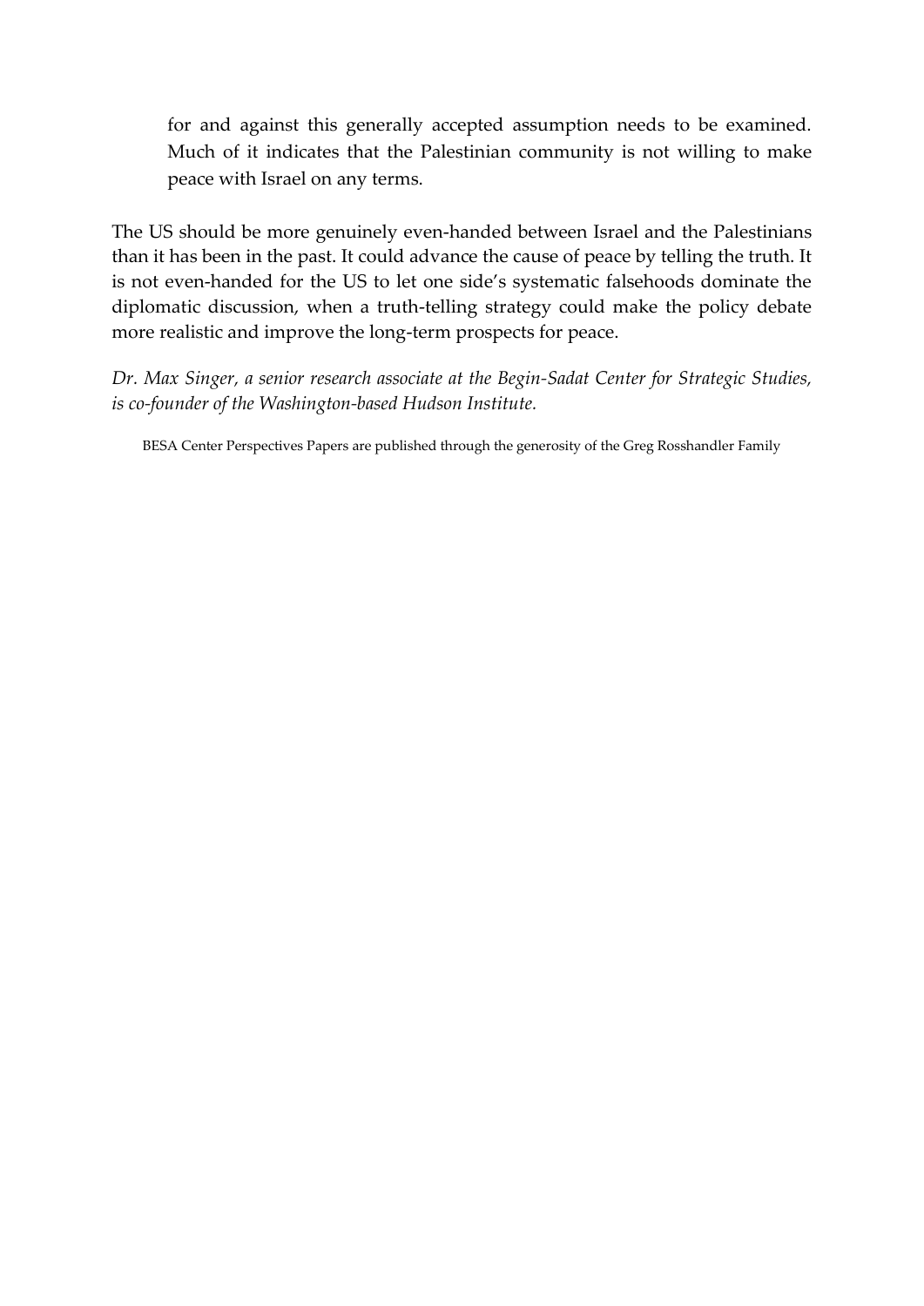> for and against this generally accepted assumption needs to be examined. Much of it indicates that the Palestinian community is not willing to make peace with Israel on any terms.

The US should be more genuinely even-handed between Israel and the Palestinians than it has been in the past. It could advance the cause of peace by telling the truth. It is not even-handed for the US to let one side's systematic falsehoods dominate the diplomatic discussion, when a truth-telling strategy could make the policy debate more realistic and improve the long-term prospects for peace.

*Dr. Max Singer, a senior research associate at the Begin-Sadat Center for Strategic Studies, is co-founder of the Washington-based Hudson Institute.*

BESA Center Perspectives Papers are published through the generosity of the Greg Rosshandler Family